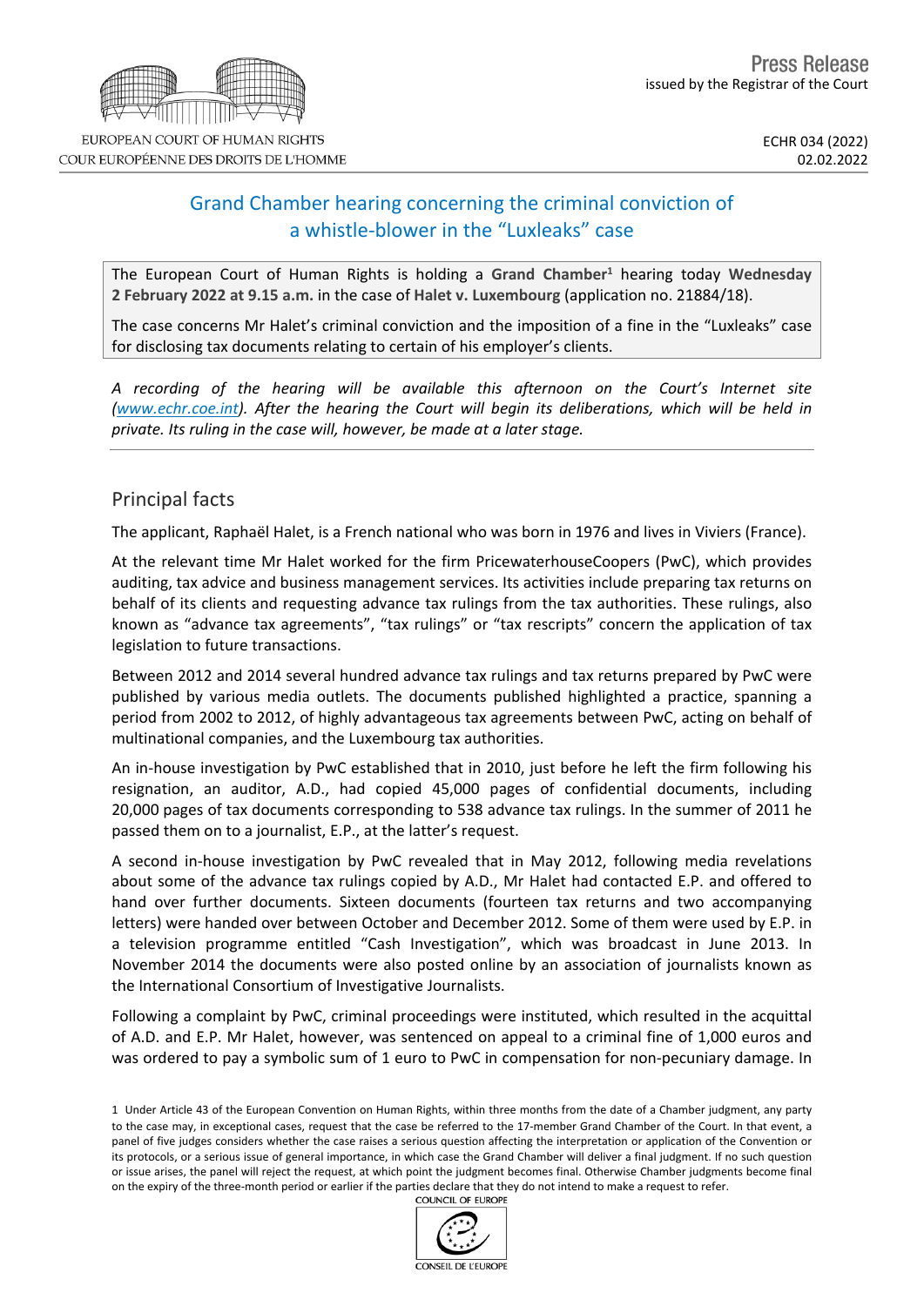EUROPEAN COURT OF HUMAN RIGHTS
COUR EUROPÉENNE DES DROITS DE L'HOMME

Press Release
issued by the Registrar of the Court

ECHR 034 (2022)
02.02.2022

# Grand Chamber hearing concerning the criminal conviction of a whistle-blower in the "Luxleaks" case

The European Court of Human Rights is holding a **Grand Chamber**[1] hearing today **Wednesday 2 February 2022 at 9.15 a.m.** in the case of **Halet v. Luxembourg** (application no. 21884/18).

The case concerns Mr Halet's criminal conviction and the imposition of a fine in the "Luxleaks" case for disclosing tax documents relating to certain of his employer's clients.

*A recording of the hearing will be available this afternoon on the Court's Internet site (www.echr.coe.int). After the hearing the Court will begin its deliberations, which will be held in private. Its ruling in the case will, however, be made at a later stage.*

## Principal facts

The applicant, Raphaël Halet, is a French national who was born in 1976 and lives in Viviers (France).

At the relevant time Mr Halet worked for the firm PricewaterhouseCoopers (PwC), which provides auditing, tax advice and business management services. Its activities include preparing tax returns on behalf of its clients and requesting advance tax rulings from the tax authorities. These rulings, also known as "advance tax agreements", "tax rulings" or "tax rescripts" concern the application of tax legislation to future transactions.

Between 2012 and 2014 several hundred advance tax rulings and tax returns prepared by PwC were published by various media outlets. The documents published highlighted a practice, spanning a period from 2002 to 2012, of highly advantageous tax agreements between PwC, acting on behalf of multinational companies, and the Luxembourg tax authorities.

An in-house investigation by PwC established that in 2010, just before he left the firm following his resignation, an auditor, A.D., had copied 45,000 pages of confidential documents, including 20,000 pages of tax documents corresponding to 538 advance tax rulings. In the summer of 2011 he passed them on to a journalist, E.P., at the latter's request.

A second in-house investigation by PwC revealed that in May 2012, following media revelations about some of the advance tax rulings copied by A.D., Mr Halet had contacted E.P. and offered to hand over further documents. Sixteen documents (fourteen tax returns and two accompanying letters) were handed over between October and December 2012. Some of them were used by E.P. in a television programme entitled "Cash Investigation", which was broadcast in June 2013. In November 2014 the documents were also posted online by an association of journalists known as the International Consortium of Investigative Journalists.

Following a complaint by PwC, criminal proceedings were instituted, which resulted in the acquittal of A.D. and E.P. Mr Halet, however, was sentenced on appeal to a criminal fine of 1,000 euros and was ordered to pay a symbolic sum of 1 euro to PwC in compensation for non-pecuniary damage. In

[1] Under Article 43 of the European Convention on Human Rights, within three months from the date of a Chamber judgment, any party to the case may, in exceptional cases, request that the case be referred to the 17-member Grand Chamber of the Court. In that event, a panel of five judges considers whether the case raises a serious question affecting the interpretation or application of the Convention or its protocols, or a serious issue of general importance, in which case the Grand Chamber will deliver a final judgment. If no such question or issue arises, the panel will reject the request, at which point the judgment becomes final. Otherwise Chamber judgments become final on the expiry of the three-month period or earlier if the parties declare that they do not intend to make a request to refer.

COUNCIL OF EUROPE
CONSEIL DE L'EUROPE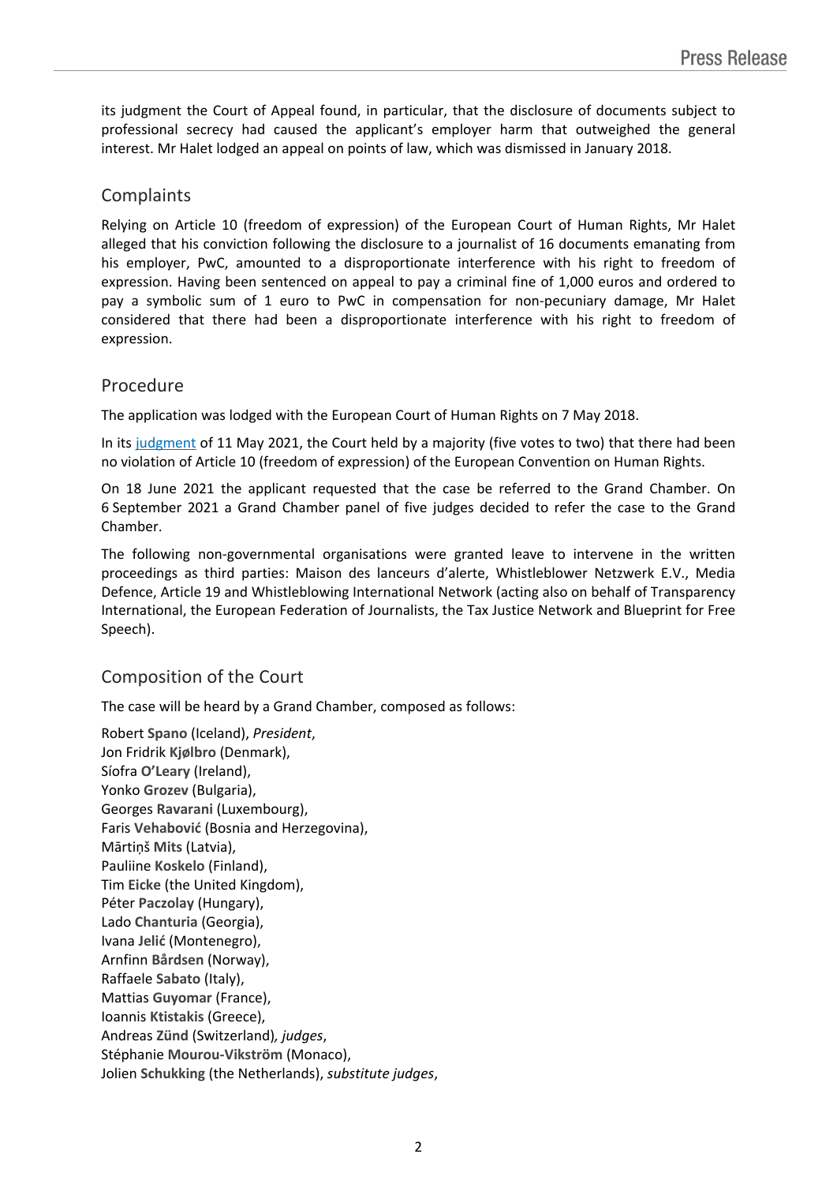its judgment the Court of Appeal found, in particular, that the disclosure of documents subject to professional secrecy had caused the applicant's employer harm that outweighed the general interest. Mr Halet lodged an appeal on points of law, which was dismissed in January 2018.

## Complaints

Relying on Article 10 (freedom of expression) of the European Court of Human Rights, Mr Halet alleged that his conviction following the disclosure to a journalist of 16 documents emanating from his employer, PwC, amounted to a disproportionate interference with his right to freedom of expression. Having been sentenced on appeal to pay a criminal fine of 1,000 euros and ordered to pay a symbolic sum of 1 euro to PwC in compensation for non-pecuniary damage, Mr Halet considered that there had been a disproportionate interference with his right to freedom of expression.

## Procedure

The application was lodged with the European Court of Human Rights on 7 May 2018.

In its judgment of 11 May 2021, the Court held by a majority (five votes to two) that there had been no violation of Article 10 (freedom of expression) of the European Convention on Human Rights.

On 18 June 2021 the applicant requested that the case be referred to the Grand Chamber. On 6 September 2021 a Grand Chamber panel of five judges decided to refer the case to the Grand Chamber.

The following non-governmental organisations were granted leave to intervene in the written proceedings as third parties: Maison des lanceurs d'alerte, Whistleblower Netzwerk E.V., Media Defence, Article 19 and Whistleblowing International Network (acting also on behalf of Transparency International, the European Federation of Journalists, the Tax Justice Network and Blueprint for Free Speech).

## Composition of the Court

The case will be heard by a Grand Chamber, composed as follows:

Robert **Spano** (Iceland), *President*,
Jon Fridrik **Kjølbro** (Denmark),
Síofra **O'Leary** (Ireland),
Yonko **Grozev** (Bulgaria),
Georges **Ravarani** (Luxembourg),
Faris **Vehabović** (Bosnia and Herzegovina),
Mārtiņš **Mits** (Latvia),
Pauliine **Koskelo** (Finland),
Tim **Eicke** (the United Kingdom),
Péter **Paczolay** (Hungary),
Lado **Chanturia** (Georgia),
Ivana **Jelić** (Montenegro),
Arnfinn **Bårdsen** (Norway),
Raffaele **Sabato** (Italy),
Mattias **Guyomar** (France),
Ioannis **Ktistakis** (Greece),
Andreas **Zünd** (Switzerland), *judges*,
Stéphanie **Mourou-Vikström** (Monaco),
Jolien **Schukking** (the Netherlands), *substitute judges*,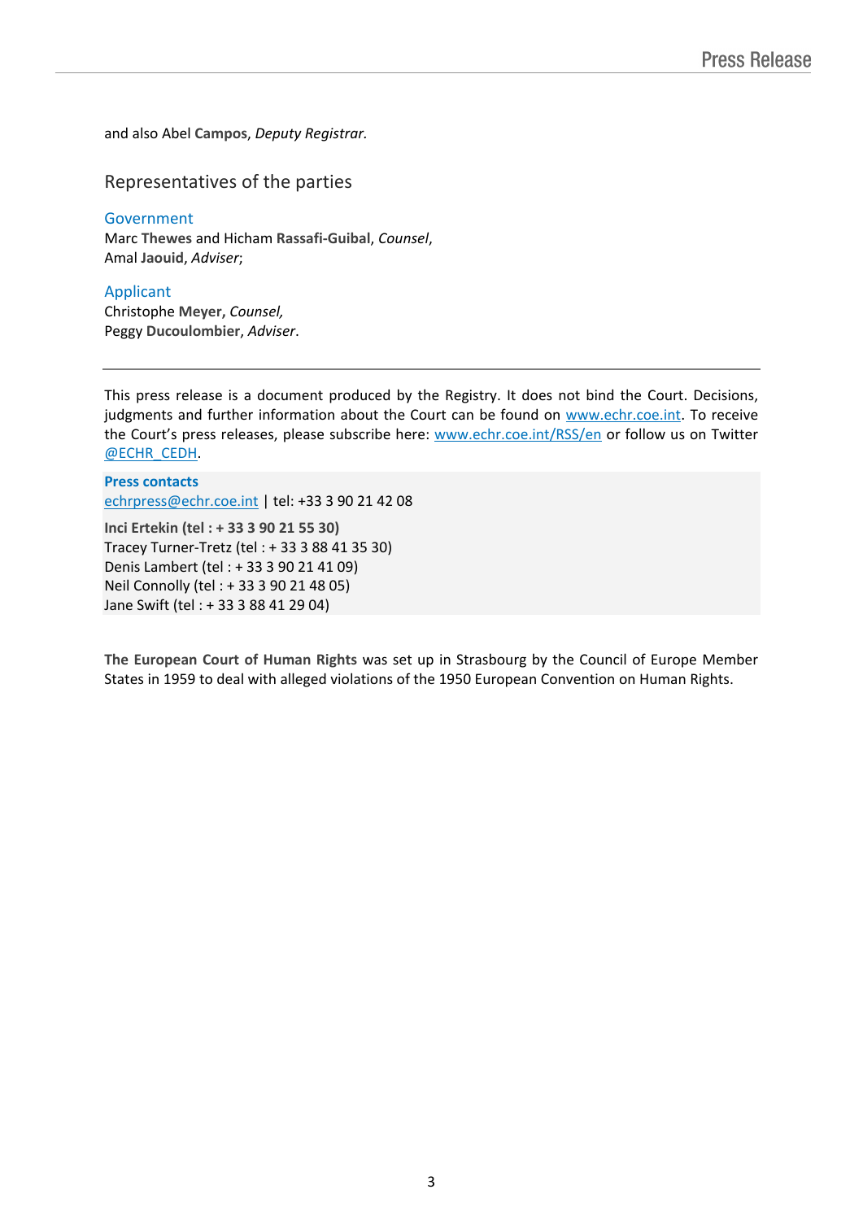and also Abel **Campos**, *Deputy Registrar.*

## Representatives of the parties

### Government

Marc **Thewes** and Hicham **Rassafi-Guibal**, *Counsel*,
Amal **Jaouid**, *Adviser*;

### Applicant

Christophe **Meyer**, *Counsel,*
Peggy **Ducoulombier**, *Adviser*.

---

This press release is a document produced by the Registry. It does not bind the Court. Decisions, judgments and further information about the Court can be found on www.echr.coe.int. To receive the Court's press releases, please subscribe here: www.echr.coe.int/RSS/en or follow us on Twitter @ECHR_CEDH.

**Press contacts**
echrpress@echr.coe.int | tel: +33 3 90 21 42 08

**Inci Ertekin (tel : + 33 3 90 21 55 30)**
Tracey Turner-Tretz (tel : + 33 3 88 41 35 30)
Denis Lambert (tel : + 33 3 90 21 41 09)
Neil Connolly (tel : + 33 3 90 21 48 05)
Jane Swift (tel : + 33 3 88 41 29 04)

**The European Court of Human Rights** was set up in Strasbourg by the Council of Europe Member States in 1959 to deal with alleged violations of the 1950 European Convention on Human Rights.